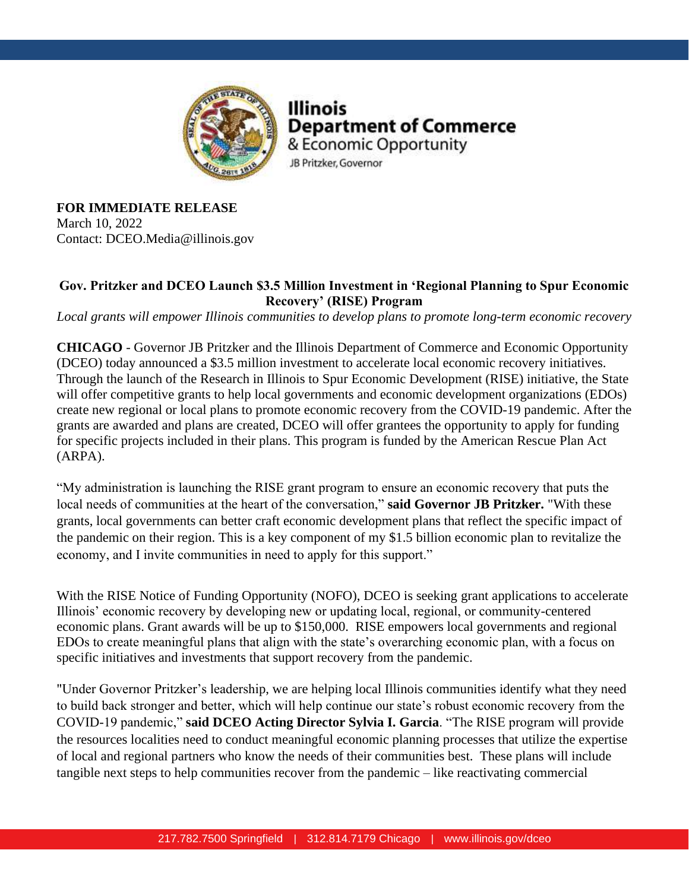Illinois
Department of Commerce
& Economic Opportunity
JB Pritzker, Governor

**FOR IMMEDIATE RELEASE**
March 10, 2022
Contact: DCEO.Media@illinois.gov

**Gov. Pritzker and DCEO Launch $3.5 Million Investment in 'Regional Planning to Spur Economic Recovery' (RISE) Program**

*Local grants will empower Illinois communities to develop plans to promote long-term economic recovery*

**CHICAGO** - Governor JB Pritzker and the Illinois Department of Commerce and Economic Opportunity (DCEO) today announced a $3.5 million investment to accelerate local economic recovery initiatives. Through the launch of the Research in Illinois to Spur Economic Development (RISE) initiative, the State will offer competitive grants to help local governments and economic development organizations (EDOs) create new regional or local plans to promote economic recovery from the COVID-19 pandemic. After the grants are awarded and plans are created, DCEO will offer grantees the opportunity to apply for funding for specific projects included in their plans. This program is funded by the American Rescue Plan Act (ARPA).

"My administration is launching the RISE grant program to ensure an economic recovery that puts the local needs of communities at the heart of the conversation," **said Governor JB Pritzker.** "With these grants, local governments can better craft economic development plans that reflect the specific impact of the pandemic on their region. This is a key component of my $1.5 billion economic plan to revitalize the economy, and I invite communities in need to apply for this support."

With the RISE Notice of Funding Opportunity (NOFO), DCEO is seeking grant applications to accelerate Illinois' economic recovery by developing new or updating local, regional, or community-centered economic plans. Grant awards will be up to $150,000. RISE empowers local governments and regional EDOs to create meaningful plans that align with the state's overarching economic plan, with a focus on specific initiatives and investments that support recovery from the pandemic.

"Under Governor Pritzker's leadership, we are helping local Illinois communities identify what they need to build back stronger and better, which will help continue our state's robust economic recovery from the COVID-19 pandemic," **said DCEO Acting Director Sylvia I. Garcia**. "The RISE program will provide the resources localities need to conduct meaningful economic planning processes that utilize the expertise of local and regional partners who know the needs of their communities best. These plans will include tangible next steps to help communities recover from the pandemic – like reactivating commercial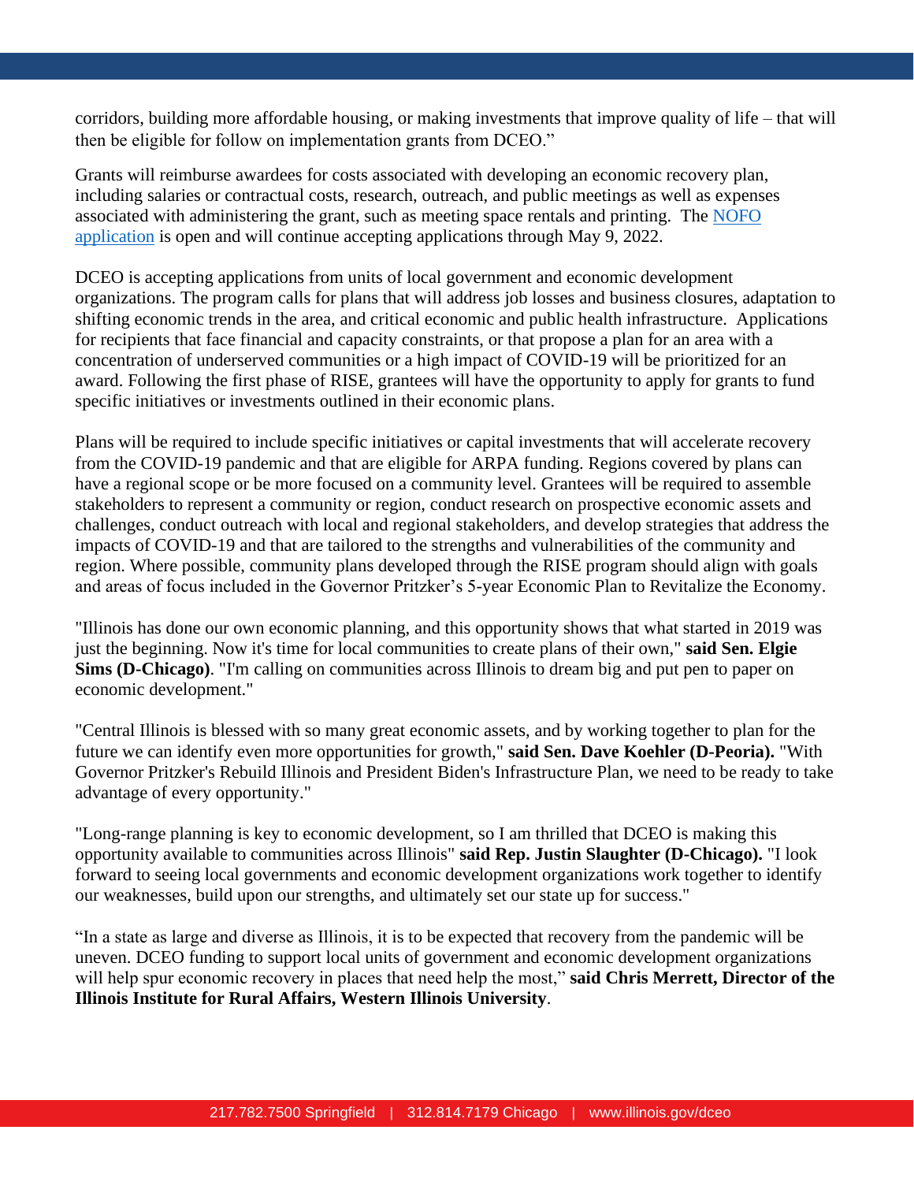corridors, building more affordable housing, or making investments that improve quality of life – that will then be eligible for follow on implementation grants from DCEO."

Grants will reimburse awardees for costs associated with developing an economic recovery plan, including salaries or contractual costs, research, outreach, and public meetings as well as expenses associated with administering the grant, such as meeting space rentals and printing. The NOFO application is open and will continue accepting applications through May 9, 2022.

DCEO is accepting applications from units of local government and economic development organizations. The program calls for plans that will address job losses and business closures, adaptation to shifting economic trends in the area, and critical economic and public health infrastructure. Applications for recipients that face financial and capacity constraints, or that propose a plan for an area with a concentration of underserved communities or a high impact of COVID-19 will be prioritized for an award. Following the first phase of RISE, grantees will have the opportunity to apply for grants to fund specific initiatives or investments outlined in their economic plans.

Plans will be required to include specific initiatives or capital investments that will accelerate recovery from the COVID-19 pandemic and that are eligible for ARPA funding. Regions covered by plans can have a regional scope or be more focused on a community level. Grantees will be required to assemble stakeholders to represent a community or region, conduct research on prospective economic assets and challenges, conduct outreach with local and regional stakeholders, and develop strategies that address the impacts of COVID-19 and that are tailored to the strengths and vulnerabilities of the community and region. Where possible, community plans developed through the RISE program should align with goals and areas of focus included in the Governor Pritzker's 5-year Economic Plan to Revitalize the Economy.

"Illinois has done our own economic planning, and this opportunity shows that what started in 2019 was just the beginning. Now it's time for local communities to create plans of their own," **said Sen. Elgie Sims (D-Chicago)**. "I'm calling on communities across Illinois to dream big and put pen to paper on economic development."

"Central Illinois is blessed with so many great economic assets, and by working together to plan for the future we can identify even more opportunities for growth," **said Sen. Dave Koehler (D-Peoria).** "With Governor Pritzker's Rebuild Illinois and President Biden's Infrastructure Plan, we need to be ready to take advantage of every opportunity."

"Long-range planning is key to economic development, so I am thrilled that DCEO is making this opportunity available to communities across Illinois" **said Rep. Justin Slaughter (D-Chicago).** "I look forward to seeing local governments and economic development organizations work together to identify our weaknesses, build upon our strengths, and ultimately set our state up for success."

"In a state as large and diverse as Illinois, it is to be expected that recovery from the pandemic will be uneven. DCEO funding to support local units of government and economic development organizations will help spur economic recovery in places that need help the most," **said Chris Merrett, Director of the Illinois Institute for Rural Affairs, Western Illinois University**.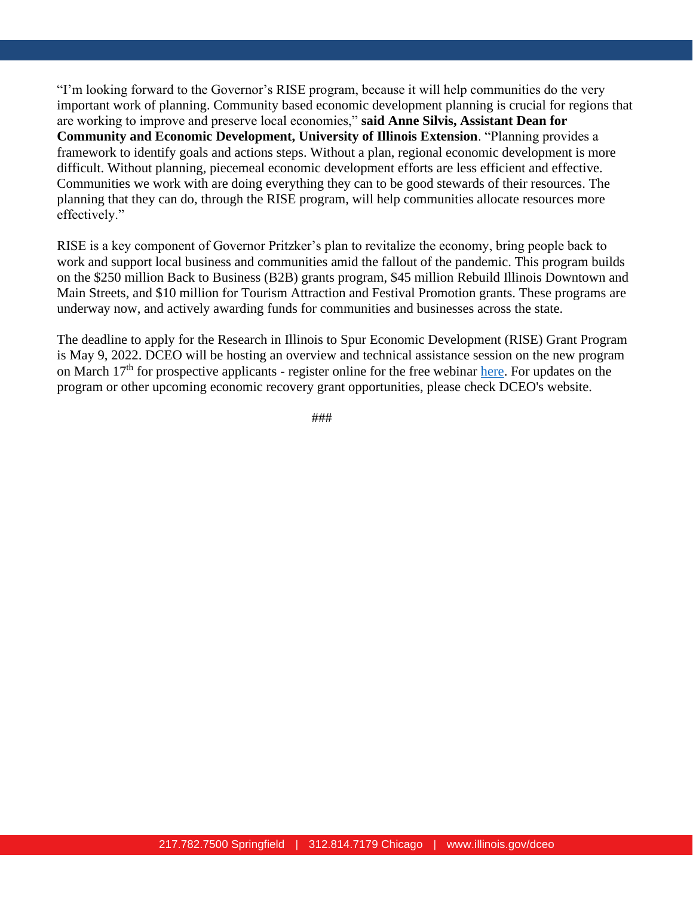"I'm looking forward to the Governor's RISE program, because it will help communities do the very important work of planning. Community based economic development planning is crucial for regions that are working to improve and preserve local economies," **said Anne Silvis, Assistant Dean for Community and Economic Development, University of Illinois Extension**. "Planning provides a framework to identify goals and actions steps. Without a plan, regional economic development is more difficult. Without planning, piecemeal economic development efforts are less efficient and effective. Communities we work with are doing everything they can to be good stewards of their resources. The planning that they can do, through the RISE program, will help communities allocate resources more effectively."

RISE is a key component of Governor Pritzker's plan to revitalize the economy, bring people back to work and support local business and communities amid the fallout of the pandemic. This program builds on the $250 million Back to Business (B2B) grants program, $45 million Rebuild Illinois Downtown and Main Streets, and $10 million for Tourism Attraction and Festival Promotion grants. These programs are underway now, and actively awarding funds for communities and businesses across the state.

The deadline to apply for the Research in Illinois to Spur Economic Development (RISE) Grant Program is May 9, 2022. DCEO will be hosting an overview and technical assistance session on the new program on March 17th for prospective applicants - register online for the free webinar here. For updates on the program or other upcoming economic recovery grant opportunities, please check DCEO's website.

###